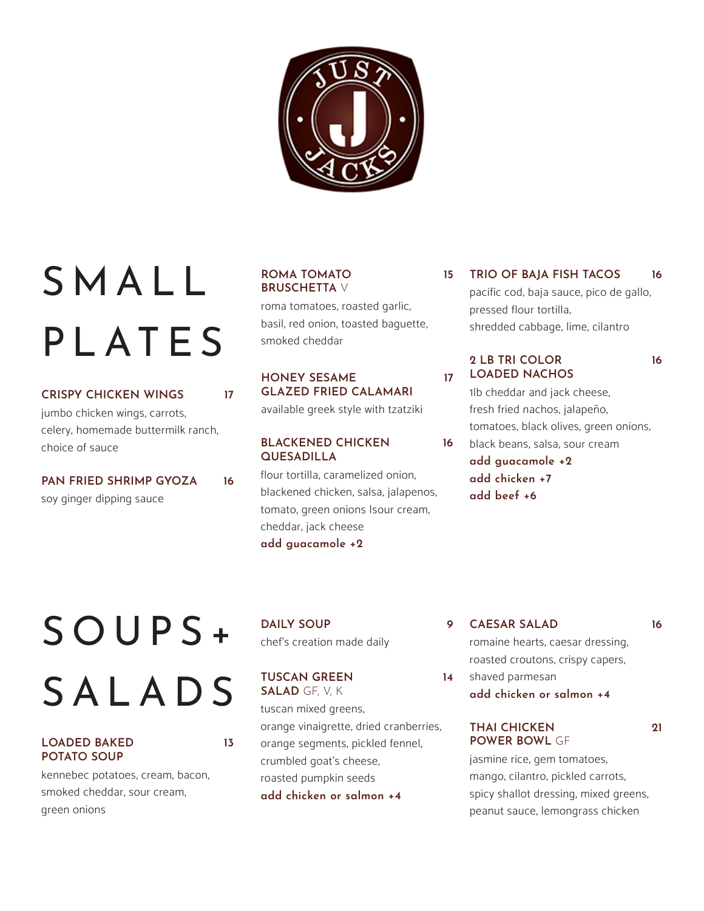JUST J JACKS

# SMALL PLATES

### CRISPY CHICKEN WINGS 17
jumbo chicken wings, carrots, celery, homemade buttermilk ranch, choice of sauce

### PAN FRIED SHRIMP GYOZA 16
soy ginger dipping sauce

### ROMA TOMATO BRUSCHETTA V 15
roma tomatoes, roasted garlic, basil, red onion, toasted baguette, smoked cheddar

### HONEY SESAME GLAZED FRIED CALAMARI 17
available greek style with tzatziki

### BLACKENED CHICKEN QUESADILLA 16
flour tortilla, caramelized onion, blackened chicken, salsa, jalapenos, tomato, green onions Isour cream, cheddar, jack cheese

**add guacamole +2**

### TRIO OF BAJA FISH TACOS 16
pacific cod, baja sauce, pico de gallo, pressed flour tortilla, shredded cabbage, lime, cilantro

### 2 LB TRI COLOR LOADED NACHOS 16
1lb cheddar and jack cheese, fresh fried nachos, jalapeño, tomatoes, black olives, green onions, black beans, salsa, sour cream

**add guacamole +2**
**add chicken +7**
**add beef +6**

# SOUPS + SALADS

### LOADED BAKED POTATO SOUP 13
kennebec potatoes, cream, bacon, smoked cheddar, sour cream, green onions

### DAILY SOUP 9
chef's creation made daily

### TUSCAN GREEN SALAD GF, V, K 14
tuscan mixed greens, orange vinaigrette, dried cranberries, orange segments, pickled fennel, crumbled goat's cheese, roasted pumpkin seeds

**add chicken or salmon +4**

### CAESAR SALAD 16
romaine hearts, caesar dressing, roasted croutons, crispy capers, shaved parmesan

**add chicken or salmon +4**

### THAI CHICKEN POWER BOWL GF 21
jasmine rice, gem tomatoes, mango, cilantro, pickled carrots, spicy shallot dressing, mixed greens, peanut sauce, lemongrass chicken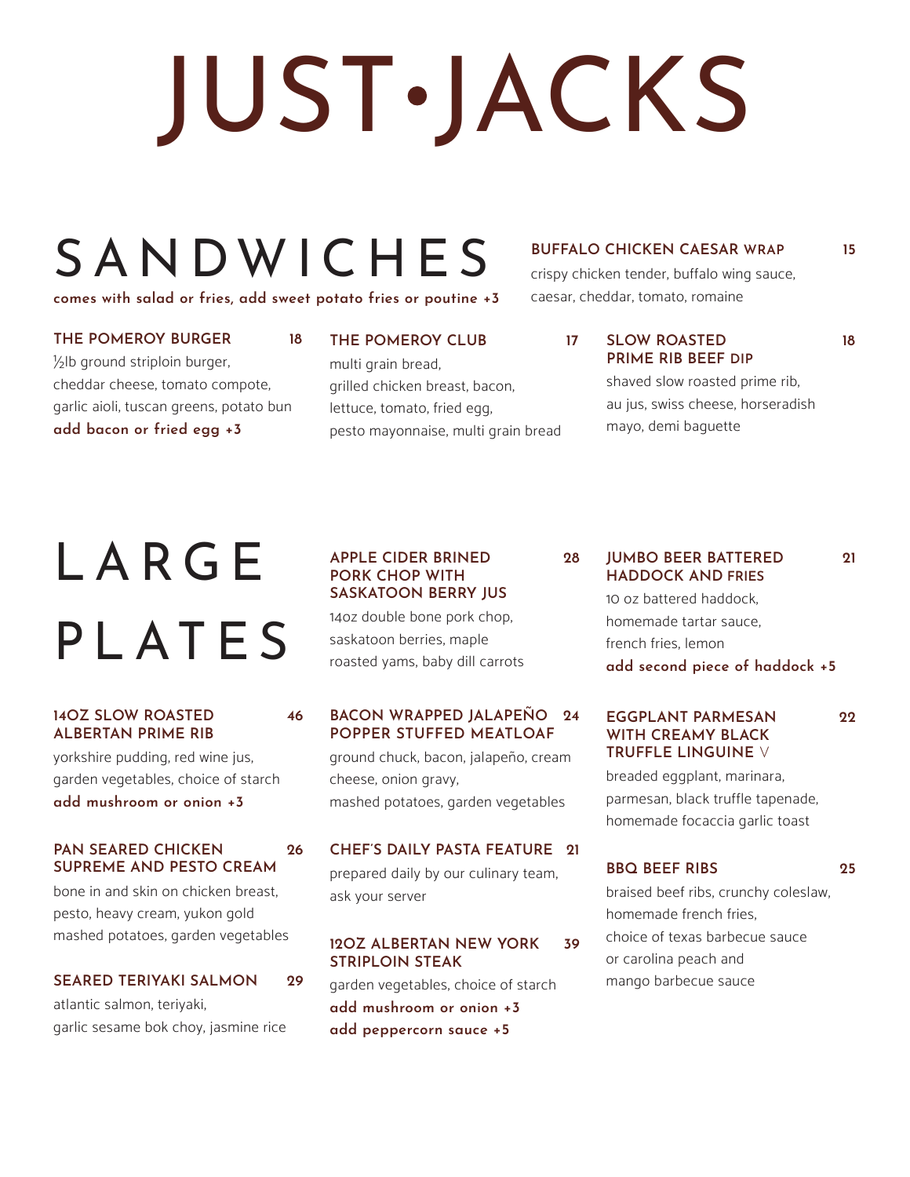# JUST•JACKS

## SANDWICHES

**comes with salad or fries, add sweet potato fries or poutine +3**

### BUFFALO CHICKEN CAESAR WRAP — 15

crispy chicken tender, buffalo wing sauce, caesar, cheddar, tomato, romaine

### THE POMEROY BURGER — 18

½lb ground striploin burger, cheddar cheese, tomato compote, garlic aioli, tuscan greens, potato bun

**add bacon or fried egg +3**

### THE POMEROY CLUB — 17

multi grain bread, grilled chicken breast, bacon, lettuce, tomato, fried egg, pesto mayonnaise, multi grain bread

### SLOW ROASTED PRIME RIB BEEF DIP — 18

shaved slow roasted prime rib, au jus, swiss cheese, horseradish mayo, demi baguette

## LARGE PLATES

### APPLE CIDER BRINED PORK CHOP WITH SASKATOON BERRY JUS — 28

14oz double bone pork chop, saskatoon berries, maple roasted yams, baby dill carrots

### JUMBO BEER BATTERED HADDOCK AND FRIES — 21

10 oz battered haddock, homemade tartar sauce, french fries, lemon

**add second piece of haddock +5**

### 14OZ SLOW ROASTED ALBERTAN PRIME RIB — 46

yorkshire pudding, red wine jus, garden vegetables, choice of starch

**add mushroom or onion +3**

### PAN SEARED CHICKEN SUPREME AND PESTO CREAM — 26

bone in and skin on chicken breast, pesto, heavy cream, yukon gold mashed potatoes, garden vegetables

### SEARED TERIYAKI SALMON — 29

atlantic salmon, teriyaki, garlic sesame bok choy, jasmine rice

### BACON WRAPPED JALAPEÑO POPPER STUFFED MEATLOAF — 24

ground chuck, bacon, jalapeño, cream cheese, onion gravy, mashed potatoes, garden vegetables

### CHEF'S DAILY PASTA FEATURE — 21

prepared daily by our culinary team, ask your server

### 12OZ ALBERTAN NEW YORK STRIPLOIN STEAK — 39

garden vegetables, choice of starch

**add mushroom or onion +3**

**add peppercorn sauce +5**

### EGGPLANT PARMESAN WITH CREAMY BLACK TRUFFLE LINGUINE V — 22

breaded eggplant, marinara, parmesan, black truffle tapenade, homemade focaccia garlic toast

### BBQ BEEF RIBS — 25

braised beef ribs, crunchy coleslaw, homemade french fries, choice of texas barbecue sauce or carolina peach and mango barbecue sauce